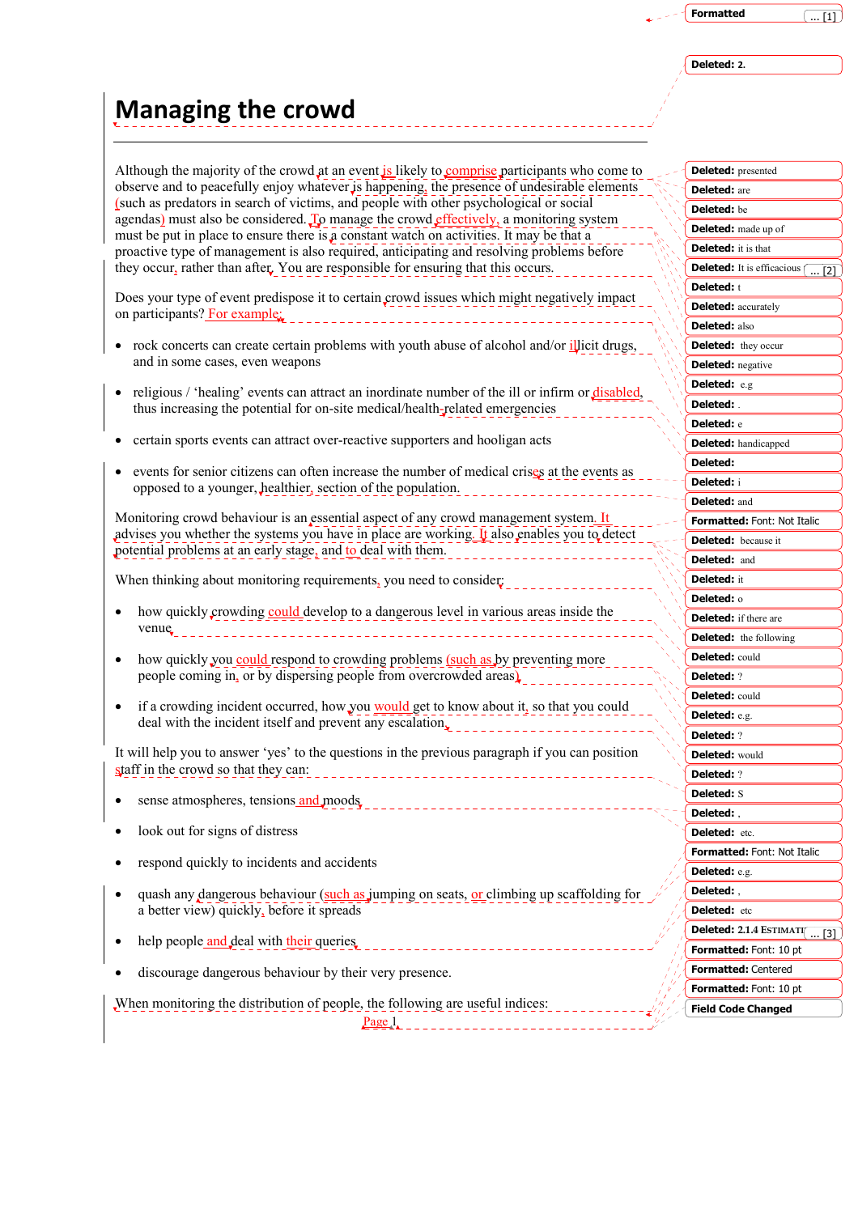# Managing the crowd

Although the majority of the crowd at an event is likely to comprise participants who come to observe and to peacefully enjoy whatever is happening, the presence of undesirable elements (such as predators in search of victims, and people with other psychological or social agendas) must also be considered. To manage the crowd effectively, a monitoring system must be put in place to ensure there is a constant watch on activities. It may be that a proactive type of management is also required, anticipating and resolving problems before they occur, rather than after. You are responsible for ensuring that this occurs.

Does your type of event predispose it to certain crowd issues which might negatively impact on participants? For example:

- rock concerts can create certain problems with youth abuse of alcohol and/or illicit drugs, and in some cases, even weapons
- religious / 'healing' events can attract an inordinate number of the ill or infirm or disabled, thus increasing the potential for on-site medical/health-related emergencies
- certain sports events can attract over-reactive supporters and hooligan acts
- events for senior citizens can often increase the number of medical crises at the events as opposed to a younger, healthier, section of the population.

Monitoring crowd behaviour is an essential aspect of any crowd management system. It advises you whether the systems you have in place are working. It also enables you to detect potential problems at an early stage, and to deal with them.

When thinking about monitoring requirements, you need to consider:

- how quickly crowding could develop to a dangerous level in various areas inside the venue
- how quickly you could respond to crowding problems (such as by preventing more people coming in, or by dispersing people from overcrowded areas)
- if a crowding incident occurred, how you would get to know about it, so that you could deal with the incident itself and prevent any escalation.

It will help you to answer 'yes' to the questions in the previous paragraph if you can position staff in the crowd so that they can:

- sense atmospheres, tensions and moods
- look out for signs of distress
- respond quickly to incidents and accidents
- quash any dangerous behaviour (such as jumping on seats, or climbing up scaffolding for a better view) quickly, before it spreads
- help people and deal with their queries
- discourage dangerous behaviour by their very presence.

When monitoring the distribution of people, the following are useful indices: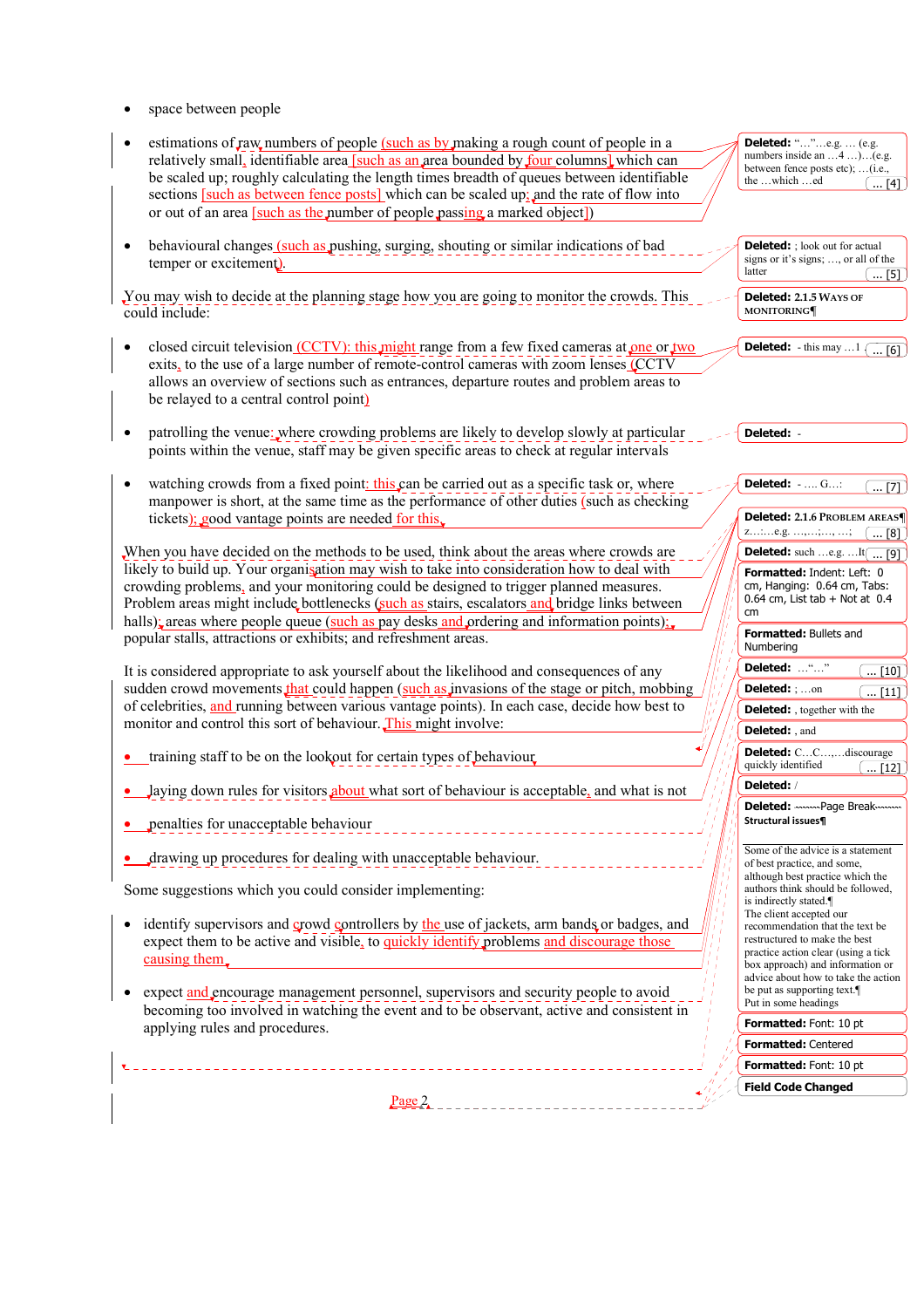- space between people
- estimations of raw numbers of people (such as by making a rough count of people in a relatively small, identifiable area [such as an area bounded by four columns] which can be scaled up; roughly calculating the length times breadth of queues between identifiable sections [such as between fence posts] which can be scaled up; and the rate of flow into or out of an area [such as the number of people passing a marked object])
- behavioural changes (such as pushing, surging, shouting or similar indications of bad temper or excitement).

You may wish to decide at the planning stage how you are going to monitor the crowds. This could include:

- closed circuit television (CCTV): this might range from a few fixed cameras at one or two exits, to the use of a large number of remote-control cameras with zoom lenses (CCTV allows an overview of sections such as entrances, departure routes and problem areas to be relayed to a central control point)
- patrolling the venue: where crowding problems are likely to develop slowly at particular points within the venue, staff may be given specific areas to check at regular intervals
- watching crowds from a fixed point: this can be carried out as a specific task or, where manpower is short, at the same time as the performance of other duties (such as checking tickets); good vantage points are needed for this.

When you have decided on the methods to be used, think about the areas where crowds are likely to build up. Your organisation may wish to take into consideration how to deal with crowding problems, and your monitoring could be designed to trigger planned measures. Problem areas might include bottlenecks (such as stairs, escalators and bridge links between halls); areas where people queue (such as pay desks and ordering and information points); popular stalls, attractions or exhibits; and refreshment areas.

It is considered appropriate to ask yourself about the likelihood and consequences of any sudden crowd movements that could happen (such as invasions of the stage or pitch, mobbing of celebrities, and running between various vantage points). In each case, decide how best to monitor and control this sort of behaviour. This might involve:

- training staff to be on the lookout for certain types of behaviour
- laying down rules for visitors about what sort of behaviour is acceptable, and what is not
- penalties for unacceptable behaviour
- drawing up procedures for dealing with unacceptable behaviour.

Some suggestions which you could consider implementing:

- identify supervisors and crowd controllers by the use of jackets, arm bands or badges, and expect them to be active and visible, to quickly identify problems and discourage those causing them
- expect and encourage management personnel, supervisors and security people to avoid becoming too involved in watching the event and to be observant, active and consistent in applying rules and procedures.